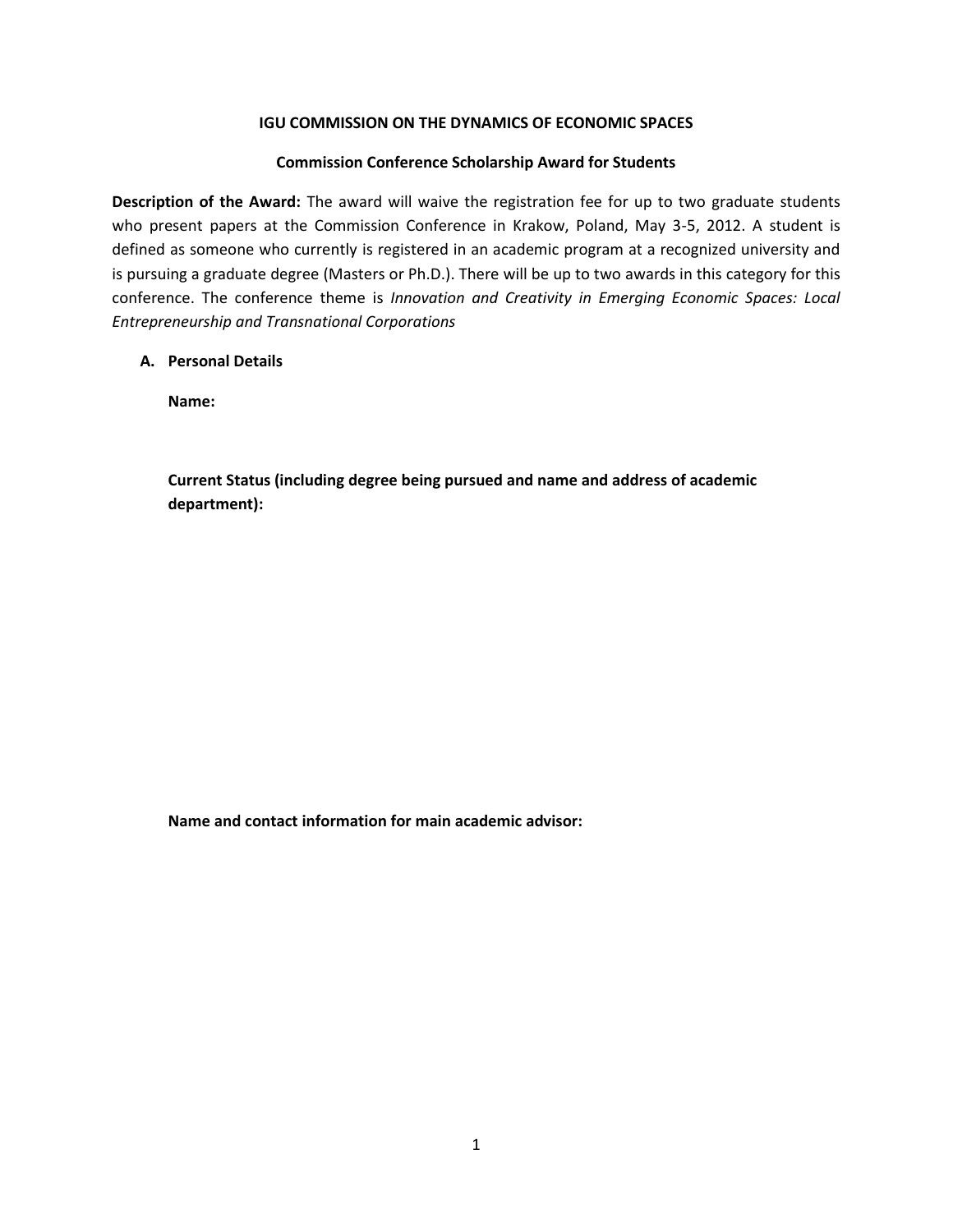**IGU COMMISSION ON THE DYNAMICS OF ECONOMIC SPACES**

**Commission Conference Scholarship Award for Students**

**Description of the Award:** The award will waive the registration fee for up to two graduate students who present papers at the Commission Conference in Krakow, Poland, May 3-5, 2012. A student is defined as someone who currently is registered in an academic program at a recognized university and is pursuing a graduate degree (Masters or Ph.D.). There will be up to two awards in this category for this conference. The conference theme is *Innovation and Creativity in Emerging Economic Spaces: Local Entrepreneurship and Transnational Corporations*

**A. Personal Details**

**Name:**

**Current Status (including degree being pursued and name and address of academic department):**

**Name and contact information for main academic advisor:**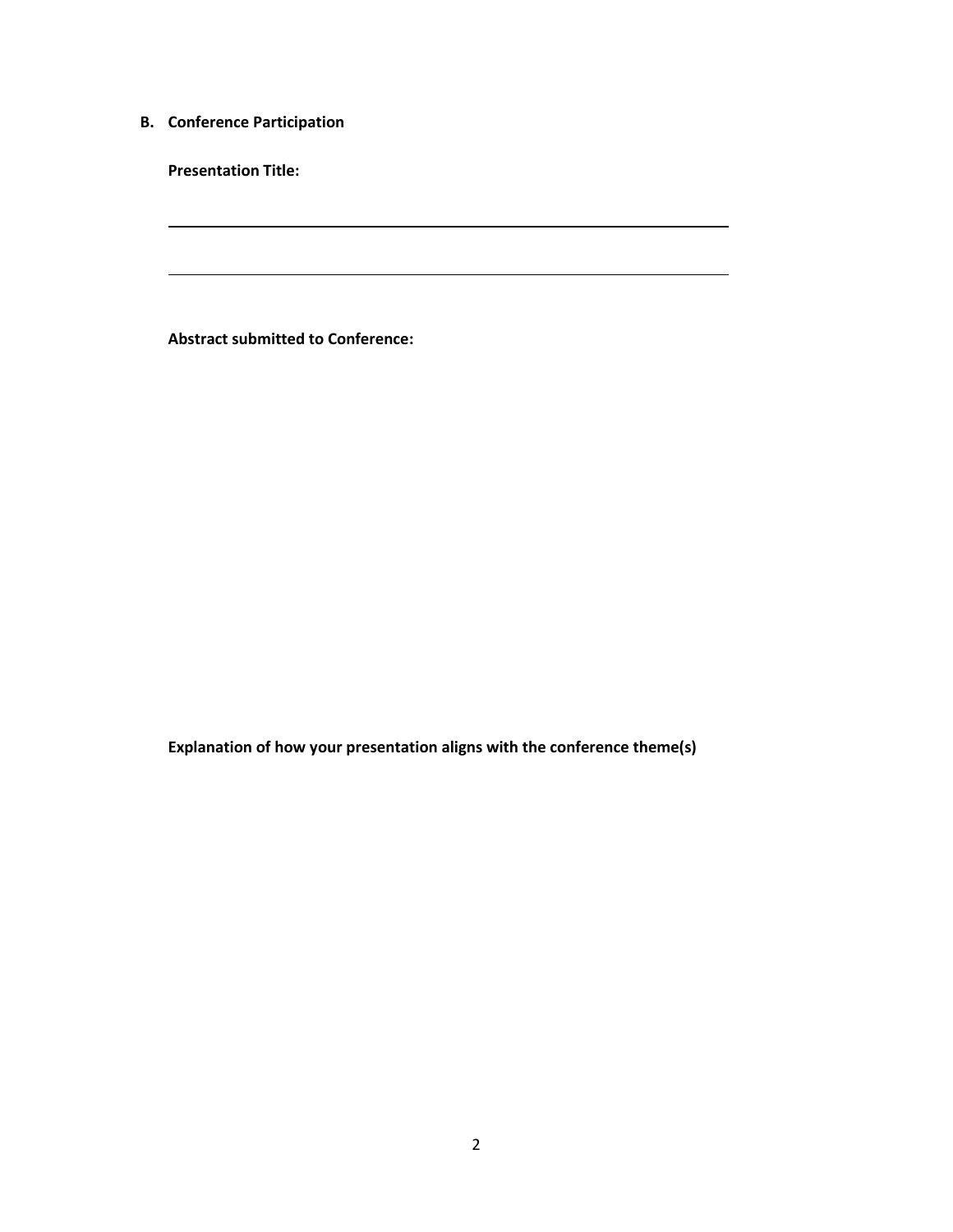**B. Conference Participation**

**Presentation Title:**

______________________________________________________________

______________________________________________________________

**Abstract submitted to Conference:**

**Explanation of how your presentation aligns with the conference theme(s)**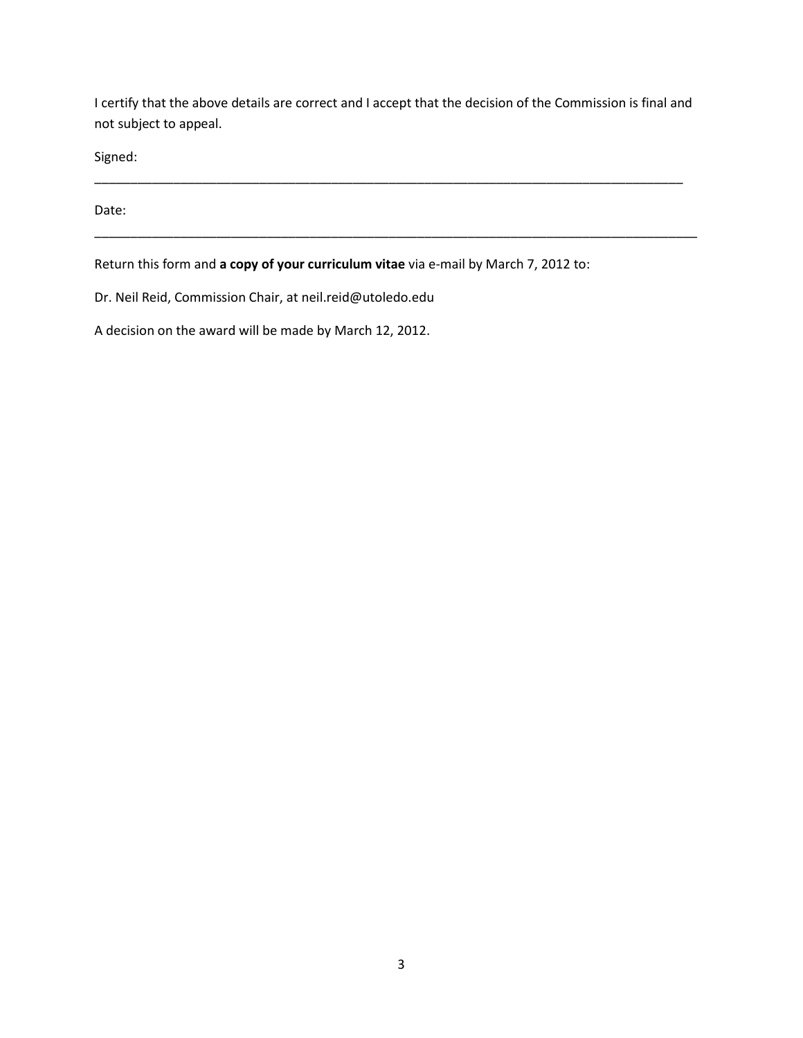I certify that the above details are correct and I accept that the decision of the Commission is final and not subject to appeal.

Signed:

\_\_\_\_\_\_\_\_\_\_\_\_\_\_\_\_\_\_\_\_\_\_\_\_\_\_\_\_\_\_\_\_\_\_\_\_\_\_\_\_\_\_\_\_\_\_\_\_\_\_\_\_\_\_\_\_\_\_\_\_\_\_\_\_\_\_\_\_\_\_\_\_\_\_\_\_\_\_\_\_\_\_\_\_

Date:

\_\_\_\_\_\_\_\_\_\_\_\_\_\_\_\_\_\_\_\_\_\_\_\_\_\_\_\_\_\_\_\_\_\_\_\_\_\_\_\_\_\_\_\_\_\_\_\_\_\_\_\_\_\_\_\_\_\_\_\_\_\_\_\_\_\_\_\_\_\_\_\_\_\_\_\_\_\_\_\_\_\_\_\_\_\_

Return this form and **a copy of your curriculum vitae** via e-mail by March 7, 2012 to:

Dr. Neil Reid, Commission Chair, at neil.reid@utoledo.edu

A decision on the award will be made by March 12, 2012.